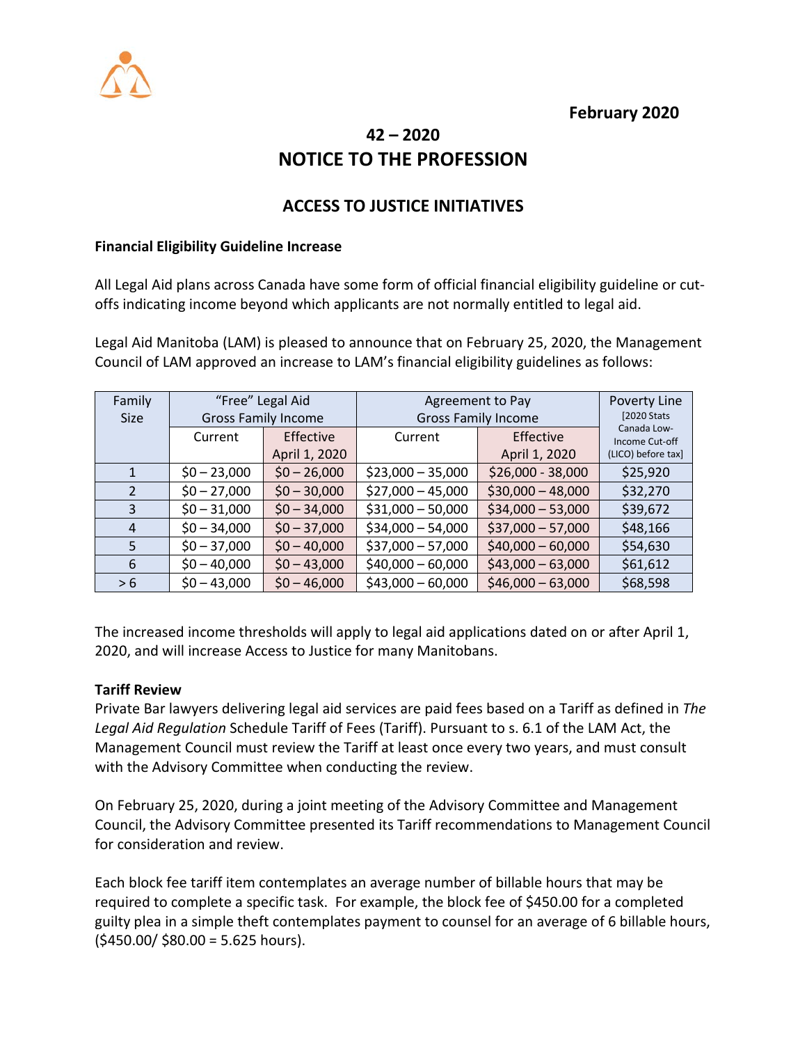February 2020

# 42 – 2020
# NOTICE TO THE PROFESSION

## ACCESS TO JUSTICE INITIATIVES

**Financial Eligibility Guideline Increase**

All Legal Aid plans across Canada have some form of official financial eligibility guideline or cut-offs indicating income beyond which applicants are not normally entitled to legal aid.

Legal Aid Manitoba (LAM) is pleased to announce that on February 25, 2020, the Management Council of LAM approved an increase to LAM's financial eligibility guidelines as follows:

| Family Size | "Free" Legal Aid Gross Family Income | | Agreement to Pay Gross Family Income | | Poverty Line [2020 Stats Canada Low-Income Cut-off (LICO) before tax] |
|---|---|---|---|---|---|
| | Current | Effective April 1, 2020 | Current | Effective April 1, 2020 | |
| 1 | $0 – 23,000 | $0 – 26,000 | $23,000 – 35,000 | $26,000 - 38,000 | $25,920 |
| 2 | $0 – 27,000 | $0 – 30,000 | $27,000 – 45,000 | $30,000 – 48,000 | $32,270 |
| 3 | $0 – 31,000 | $0 – 34,000 | $31,000 – 50,000 | $34,000 – 53,000 | $39,672 |
| 4 | $0 – 34,000 | $0 – 37,000 | $34,000 – 54,000 | $37,000 – 57,000 | $48,166 |
| 5 | $0 – 37,000 | $0 – 40,000 | $37,000 – 57,000 | $40,000 – 60,000 | $54,630 |
| 6 | $0 – 40,000 | $0 – 43,000 | $40,000 – 60,000 | $43,000 – 63,000 | $61,612 |
| > 6 | $0 – 43,000 | $0 – 46,000 | $43,000 – 60,000 | $46,000 – 63,000 | $68,598 |

The increased income thresholds will apply to legal aid applications dated on or after April 1, 2020, and will increase Access to Justice for many Manitobans.

**Tariff Review**

Private Bar lawyers delivering legal aid services are paid fees based on a Tariff as defined in *The Legal Aid Regulation* Schedule Tariff of Fees (Tariff). Pursuant to s. 6.1 of the LAM Act, the Management Council must review the Tariff at least once every two years, and must consult with the Advisory Committee when conducting the review.

On February 25, 2020, during a joint meeting of the Advisory Committee and Management Council, the Advisory Committee presented its Tariff recommendations to Management Council for consideration and review.

Each block fee tariff item contemplates an average number of billable hours that may be required to complete a specific task. For example, the block fee of $450.00 for a completed guilty plea in a simple theft contemplates payment to counsel for an average of 6 billable hours, ($450.00/ $80.00 = 5.625 hours).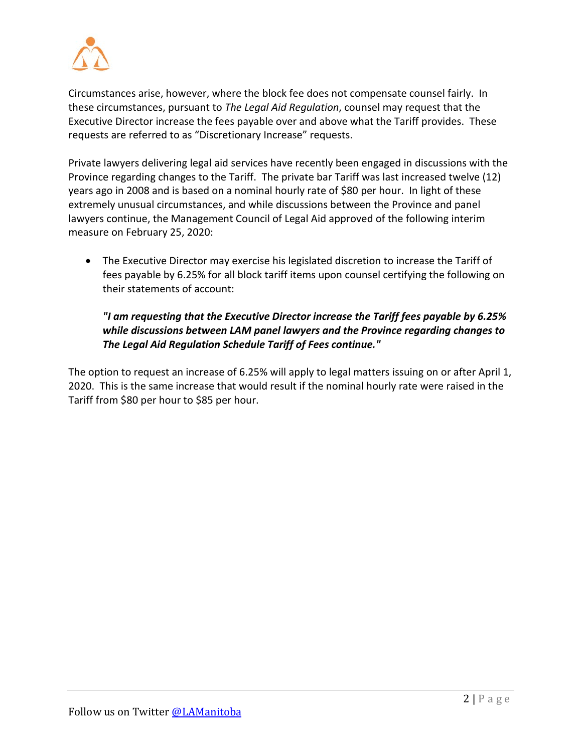Circumstances arise, however, where the block fee does not compensate counsel fairly. In these circumstances, pursuant to *The Legal Aid Regulation*, counsel may request that the Executive Director increase the fees payable over and above what the Tariff provides. These requests are referred to as "Discretionary Increase" requests.

Private lawyers delivering legal aid services have recently been engaged in discussions with the Province regarding changes to the Tariff. The private bar Tariff was last increased twelve (12) years ago in 2008 and is based on a nominal hourly rate of $80 per hour. In light of these extremely unusual circumstances, and while discussions between the Province and panel lawyers continue, the Management Council of Legal Aid approved of the following interim measure on February 25, 2020:

- The Executive Director may exercise his legislated discretion to increase the Tariff of fees payable by 6.25% for all block tariff items upon counsel certifying the following on their statements of account:

  ***"I am requesting that the Executive Director increase the Tariff fees payable by 6.25% while discussions between LAM panel lawyers and the Province regarding changes to The Legal Aid Regulation Schedule Tariff of Fees continue."***

The option to request an increase of 6.25% will apply to legal matters issuing on or after April 1, 2020. This is the same increase that would result if the nominal hourly rate were raised in the Tariff from $80 per hour to $85 per hour.

Follow us on Twitter [@LAManitoba](https://twitter.com/LAManitoba)